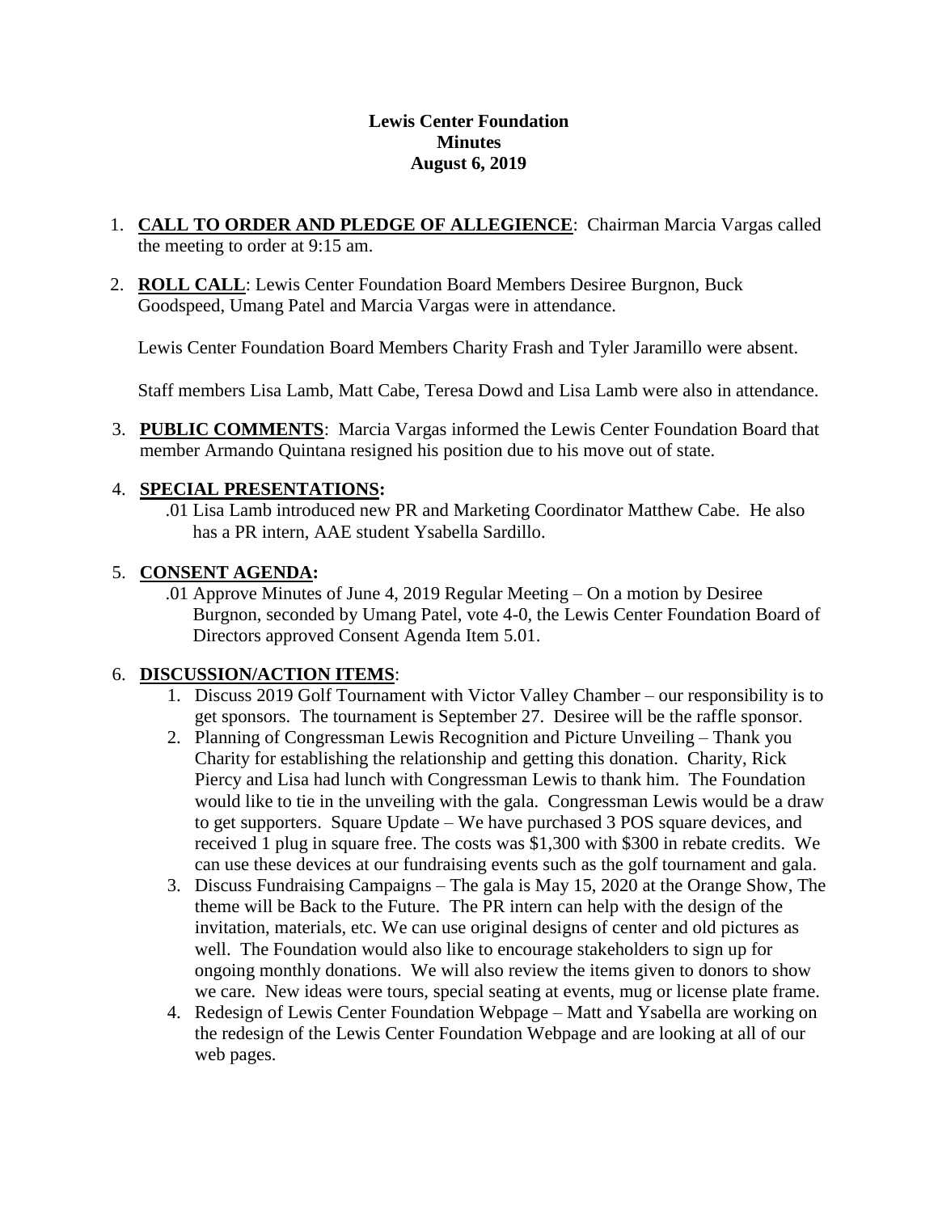**Lewis Center Foundation**
**Minutes**
**August 6, 2019**

1. **CALL TO ORDER AND PLEDGE OF ALLEGIENCE**: Chairman Marcia Vargas called the meeting to order at 9:15 am.

2. **ROLL CALL**: Lewis Center Foundation Board Members Desiree Burgnon, Buck Goodspeed, Umang Patel and Marcia Vargas were in attendance.

   Lewis Center Foundation Board Members Charity Frash and Tyler Jaramillo were absent.

   Staff members Lisa Lamb, Matt Cabe, Teresa Dowd and Lisa Lamb were also in attendance.

3. **PUBLIC COMMENTS**: Marcia Vargas informed the Lewis Center Foundation Board that member Armando Quintana resigned his position due to his move out of state.

4. **SPECIAL PRESENTATIONS:**
   .01 Lisa Lamb introduced new PR and Marketing Coordinator Matthew Cabe. He also has a PR intern, AAE student Ysabella Sardillo.

5. **CONSENT AGENDA:**
   .01 Approve Minutes of June 4, 2019 Regular Meeting – On a motion by Desiree Burgnon, seconded by Umang Patel, vote 4-0, the Lewis Center Foundation Board of Directors approved Consent Agenda Item 5.01.

6. **DISCUSSION/ACTION ITEMS**:
   1. Discuss 2019 Golf Tournament with Victor Valley Chamber – our responsibility is to get sponsors. The tournament is September 27. Desiree will be the raffle sponsor.
   2. Planning of Congressman Lewis Recognition and Picture Unveiling – Thank you Charity for establishing the relationship and getting this donation. Charity, Rick Piercy and Lisa had lunch with Congressman Lewis to thank him. The Foundation would like to tie in the unveiling with the gala. Congressman Lewis would be a draw to get supporters. Square Update – We have purchased 3 POS square devices, and received 1 plug in square free. The costs was $1,300 with $300 in rebate credits. We can use these devices at our fundraising events such as the golf tournament and gala.
   3. Discuss Fundraising Campaigns – The gala is May 15, 2020 at the Orange Show, The theme will be Back to the Future. The PR intern can help with the design of the invitation, materials, etc. We can use original designs of center and old pictures as well. The Foundation would also like to encourage stakeholders to sign up for ongoing monthly donations. We will also review the items given to donors to show we care. New ideas were tours, special seating at events, mug or license plate frame.
   4. Redesign of Lewis Center Foundation Webpage – Matt and Ysabella are working on the redesign of the Lewis Center Foundation Webpage and are looking at all of our web pages.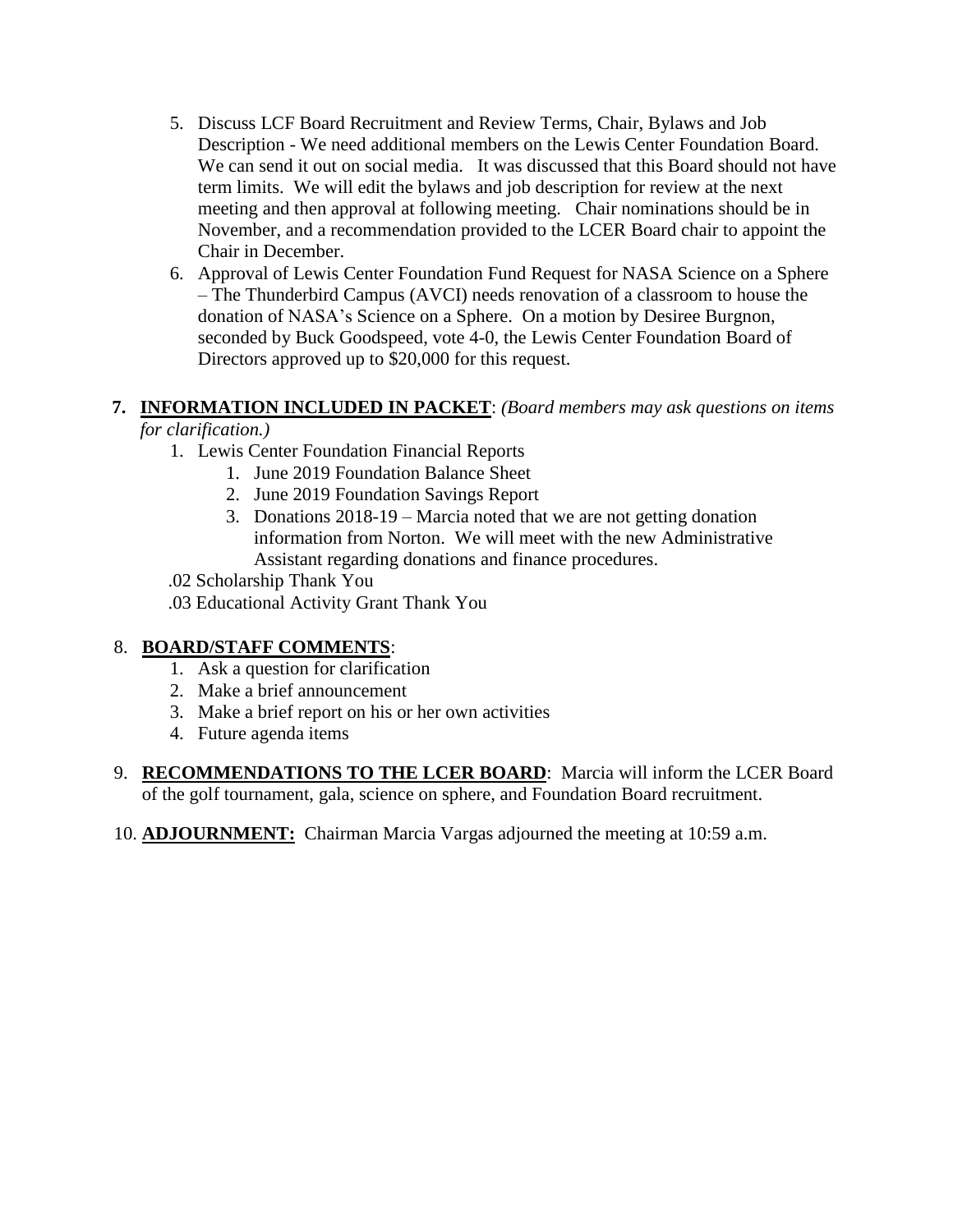5. Discuss LCF Board Recruitment and Review Terms, Chair, Bylaws and Job Description - We need additional members on the Lewis Center Foundation Board. We can send it out on social media. It was discussed that this Board should not have term limits. We will edit the bylaws and job description for review at the next meeting and then approval at following meeting. Chair nominations should be in November, and a recommendation provided to the LCER Board chair to appoint the Chair in December.
6. Approval of Lewis Center Foundation Fund Request for NASA Science on a Sphere – The Thunderbird Campus (AVCI) needs renovation of a classroom to house the donation of NASA's Science on a Sphere. On a motion by Desiree Burgnon, seconded by Buck Goodspeed, vote 4-0, the Lewis Center Foundation Board of Directors approved up to $20,000 for this request.

**7. <u>INFORMATION INCLUDED IN PACKET</u>**: *(Board members may ask questions on items for clarification.)*

1. Lewis Center Foundation Financial Reports
   1. June 2019 Foundation Balance Sheet
   2. June 2019 Foundation Savings Report
   3. Donations 2018-19 – Marcia noted that we are not getting donation information from Norton. We will meet with the new Administrative Assistant regarding donations and finance procedures.

.02 Scholarship Thank You

.03 Educational Activity Grant Thank You

8. **<u>BOARD/STAFF COMMENTS</u>**:
   1. Ask a question for clarification
   2. Make a brief announcement
   3. Make a brief report on his or her own activities
   4. Future agenda items

9. **<u>RECOMMENDATIONS TO THE LCER BOARD</u>**: Marcia will inform the LCER Board of the golf tournament, gala, science on sphere, and Foundation Board recruitment.

10. **<u>ADJOURNMENT:</u>** Chairman Marcia Vargas adjourned the meeting at 10:59 a.m.